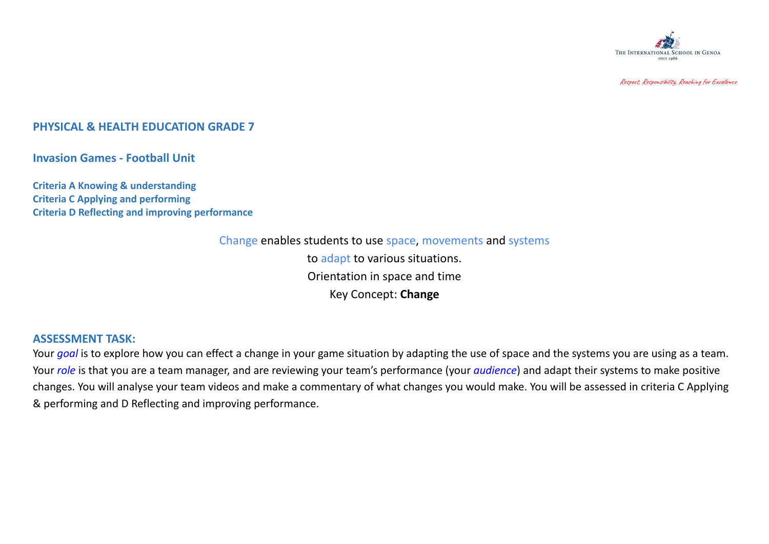The International School in Genoa
Since 1966

*Respect, Responsibility, Reaching for Excellence*

## PHYSICAL & HEALTH EDUCATION GRADE 7

### Invasion Games - Football Unit

**Criteria A Knowing & understanding**
**Criteria C Applying and performing**
**Criteria D Reflecting and improving performance**

Change enables students to use space, movements and systems
to adapt to various situations.
Orientation in space and time
Key Concept: **Change**

### ASSESSMENT TASK:

Your *goal* is to explore how you can effect a change in your game situation by adapting the use of space and the systems you are using as a team. Your *role* is that you are a team manager, and are reviewing your team's performance (your *audience*) and adapt their systems to make positive changes. You will analyse your team videos and make a commentary of what changes you would make. You will be assessed in criteria C Applying & performing and D Reflecting and improving performance.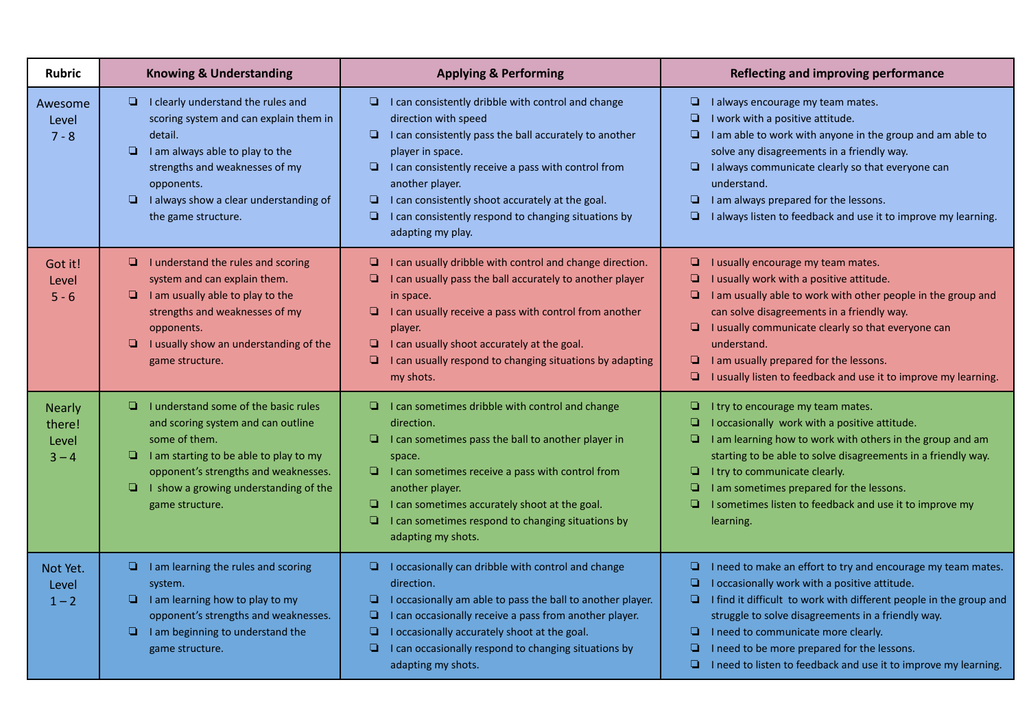| Rubric | Knowing & Understanding | Applying & Performing | Reflecting and improving performance |
|---|---|---|---|
| Awesome Level 7 - 8 | ❑ I clearly understand the rules and scoring system and can explain them in detail.<br>❑ I am always able to play to the strengths and weaknesses of my opponents.<br>❑ I always show a clear understanding of the game structure. | ❑ I can consistently dribble with control and change direction with speed<br>❑ I can consistently pass the ball accurately to another player in space.<br>❑ I can consistently receive a pass with control from another player.<br>❑ I can consistently shoot accurately at the goal.<br>❑ I can consistently respond to changing situations by adapting my play. | ❑ I always encourage my team mates.<br>❑ I work with a positive attitude.<br>❑ I am able to work with anyone in the group and am able to solve any disagreements in a friendly way.<br>❑ I always communicate clearly so that everyone can understand.<br>❑ I am always prepared for the lessons.<br>❑ I always listen to feedback and use it to improve my learning. |
| Got it! Level 5 - 6 | ❑ I understand the rules and scoring system and can explain them.<br>❑ I am usually able to play to the strengths and weaknesses of my opponents.<br>❑ I usually show an understanding of the game structure. | ❑ I can usually dribble with control and change direction.<br>❑ I can usually pass the ball accurately to another player in space.<br>❑ I can usually receive a pass with control from another player.<br>❑ I can usually shoot accurately at the goal.<br>❑ I can usually respond to changing situations by adapting my shots. | ❑ I usually encourage my team mates.<br>❑ I usually work with a positive attitude.<br>❑ I am usually able to work with other people in the group and can solve disagreements in a friendly way.<br>❑ I usually communicate clearly so that everyone can understand.<br>❑ I am usually prepared for the lessons.<br>❑ I usually listen to feedback and use it to improve my learning. |
| Nearly there! Level 3 – 4 | ❑ I understand some of the basic rules and scoring system and can outline some of them.<br>❑ I am starting to be able to play to my opponent's strengths and weaknesses.<br>❑ I show a growing understanding of the game structure. | ❑ I can sometimes dribble with control and change direction.<br>❑ I can sometimes pass the ball to another player in space.<br>❑ I can sometimes receive a pass with control from another player.<br>❑ I can sometimes accurately shoot at the goal.<br>❑ I can sometimes respond to changing situations by adapting my shots. | ❑ I try to encourage my team mates.<br>❑ I occasionally work with a positive attitude.<br>❑ I am learning how to work with others in the group and am starting to be able to solve disagreements in a friendly way.<br>❑ I try to communicate clearly.<br>❑ I am sometimes prepared for the lessons.<br>❑ I sometimes listen to feedback and use it to improve my learning. |
| Not Yet. Level 1 – 2 | ❑ I am learning the rules and scoring system.<br>❑ I am learning how to play to my opponent's strengths and weaknesses.<br>❑ I am beginning to understand the game structure. | ❑ I occasionally can dribble with control and change direction.<br>❑ I occasionally am able to pass the ball to another player.<br>❑ I can occasionally receive a pass from another player.<br>❑ I occasionally accurately shoot at the goal.<br>❑ I can occasionally respond to changing situations by adapting my shots. | ❑ I need to make an effort to try and encourage my team mates.<br>❑ I occasionally work with a positive attitude.<br>❑ I find it difficult to work with different people in the group and struggle to solve disagreements in a friendly way.<br>❑ I need to communicate more clearly.<br>❑ I need to be more prepared for the lessons.<br>❑ I need to listen to feedback and use it to improve my learning. |